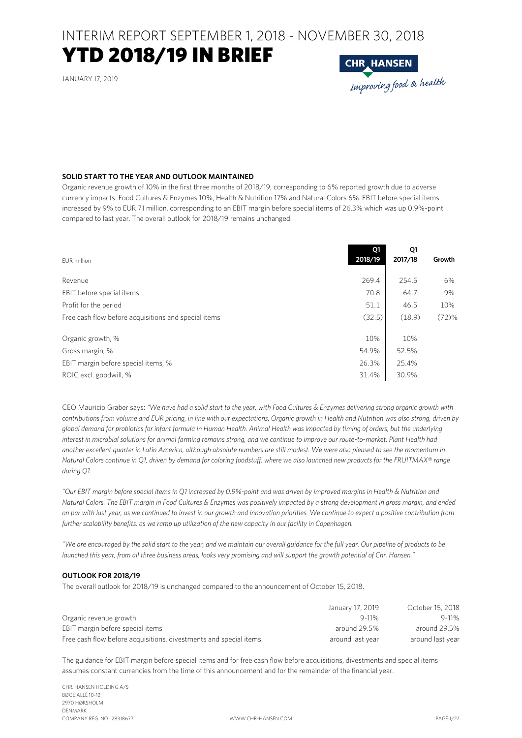# INTERIM REPORT SEPTEMBER 1, 2018 - NOVEMBER 30, 2018

# YTD 2018/19 IN BRIEF

JANUARY 17, 2019

CHR HANSEN
*Improving food & health*

**SOLID START TO THE YEAR AND OUTLOOK MAINTAINED**

Organic revenue growth of 10% in the first three months of 2018/19, corresponding to 6% reported growth due to adverse currency impacts: Food Cultures & Enzymes 10%, Health & Nutrition 17% and Natural Colors 6%. EBIT before special items increased by 9% to EUR 71 million, corresponding to an EBIT margin before special items of 26.3% which was up 0.9%-point compared to last year. The overall outlook for 2018/19 remains unchanged.

| EUR million | Q1 2018/19 | Q1 2017/18 | Growth |
|---|---|---|---|
| Revenue | 269.4 | 254.5 | 6% |
| EBIT before special items | 70.8 | 64.7 | 9% |
| Profit for the period | 51.1 | 46.5 | 10% |
| Free cash flow before acquisitions and special items | (32.5) | (18.9) | (72)% |
| Organic growth, % | 10% | 10% | |
| Gross margin, % | 54.9% | 52.5% | |
| EBIT margin before special items, % | 26.3% | 25.4% | |
| ROIC excl. goodwill, % | 31.4% | 30.9% | |

CEO Mauricio Graber says: *"We have had a solid start to the year, with Food Cultures & Enzymes delivering strong organic growth with contributions from volume and EUR pricing, in line with our expectations. Organic growth in Health and Nutrition was also strong, driven by global demand for probiotics for infant formula in Human Health. Animal Health was impacted by timing of orders, but the underlying interest in microbial solutions for animal farming remains strong, and we continue to improve our route-to-market. Plant Health had another excellent quarter in Latin America, although absolute numbers are still modest. We were also pleased to see the momentum in Natural Colors continue in Q1, driven by demand for coloring foodstuff, where we also launched new products for the FRUITMAX® range during Q1.*

*"Our EBIT margin before special items in Q1 increased by 0.9%-point and was driven by improved margins in Health & Nutrition and Natural Colors. The EBIT margin in Food Cultures & Enzymes was positively impacted by a strong development in gross margin, and ended on par with last year, as we continued to invest in our growth and innovation priorities. We continue to expect a positive contribution from further scalability benefits, as we ramp up utilization of the new capacity in our facility in Copenhagen.*

*"We are encouraged by the solid start to the year, and we maintain our overall guidance for the full year. Our pipeline of products to be launched this year, from all three business areas, looks very promising and will support the growth potential of Chr. Hansen."*

**OUTLOOK FOR 2018/19**

The overall outlook for 2018/19 is unchanged compared to the announcement of October 15, 2018.

| | January 17, 2019 | October 15, 2018 |
|---|---|---|
| Organic revenue growth | 9-11% | 9-11% |
| EBIT margin before special items | around 29.5% | around 29.5% |
| Free cash flow before acquisitions, divestments and special items | around last year | around last year |

The guidance for EBIT margin before special items and for free cash flow before acquisitions, divestments and special items assumes constant currencies from the time of this announcement and for the remainder of the financial year.

CHR. HANSEN HOLDING A/S
BØGE ALLÉ 10-12
2970 HØRSHOLM
DENMARK
COMPANY REG. NO.: 28318677

WWW.CHR-HANSEN.COM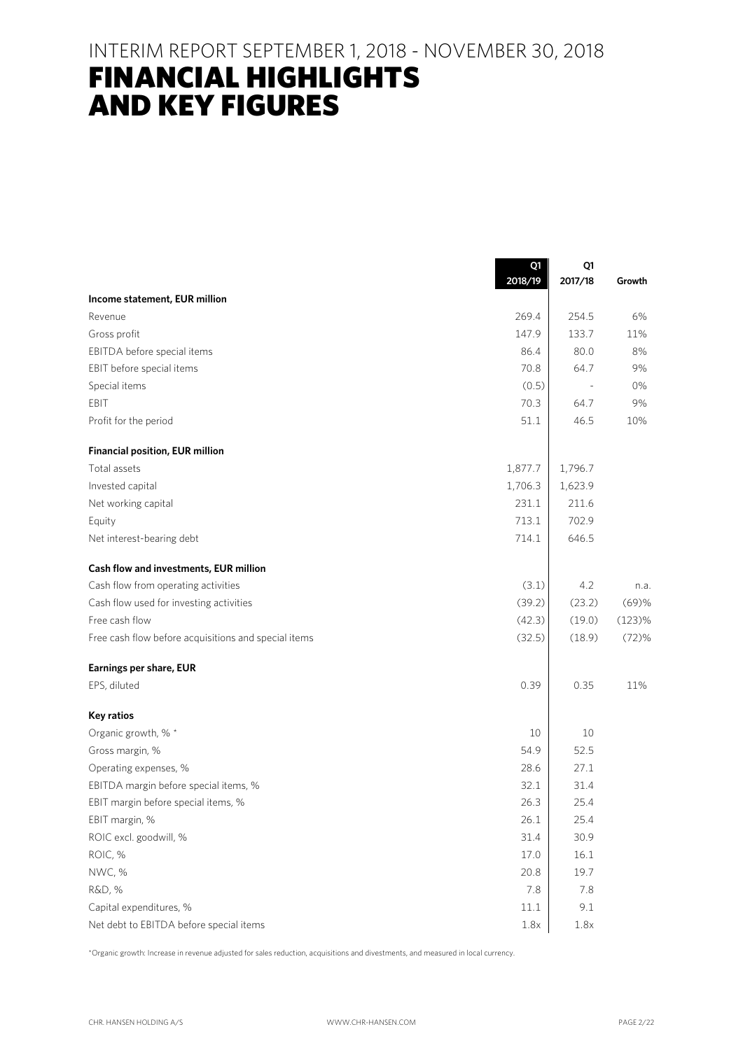# INTERIM REPORT SEPTEMBER 1, 2018 - NOVEMBER 30, 2018

# FINANCIAL HIGHLIGHTS AND KEY FIGURES

| | Q1 2018/19 | Q1 2017/18 | Growth |
|---|---|---|---|
| **Income statement, EUR million** | | | |
| Revenue | 269.4 | 254.5 | 6% |
| Gross profit | 147.9 | 133.7 | 11% |
| EBITDA before special items | 86.4 | 80.0 | 8% |
| EBIT before special items | 70.8 | 64.7 | 9% |
| Special items | (0.5) | - | 0% |
| EBIT | 70.3 | 64.7 | 9% |
| Profit for the period | 51.1 | 46.5 | 10% |
| **Financial position, EUR million** | | | |
| Total assets | 1,877.7 | 1,796.7 | |
| Invested capital | 1,706.3 | 1,623.9 | |
| Net working capital | 231.1 | 211.6 | |
| Equity | 713.1 | 702.9 | |
| Net interest-bearing debt | 714.1 | 646.5 | |
| **Cash flow and investments, EUR million** | | | |
| Cash flow from operating activities | (3.1) | 4.2 | n.a. |
| Cash flow used for investing activities | (39.2) | (23.2) | (69)% |
| Free cash flow | (42.3) | (19.0) | (123)% |
| Free cash flow before acquisitions and special items | (32.5) | (18.9) | (72)% |
| **Earnings per share, EUR** | | | |
| EPS, diluted | 0.39 | 0.35 | 11% |
| **Key ratios** | | | |
| Organic growth, % * | 10 | 10 | |
| Gross margin, % | 54.9 | 52.5 | |
| Operating expenses, % | 28.6 | 27.1 | |
| EBITDA margin before special items, % | 32.1 | 31.4 | |
| EBIT margin before special items, % | 26.3 | 25.4 | |
| EBIT margin, % | 26.1 | 25.4 | |
| ROIC excl. goodwill, % | 31.4 | 30.9 | |
| ROIC, % | 17.0 | 16.1 | |
| NWC, % | 20.8 | 19.7 | |
| R&D, % | 7.8 | 7.8 | |
| Capital expenditures, % | 11.1 | 9.1 | |
| Net debt to EBITDA before special items | 1.8x | 1.8x | |

*Organic growth: Increase in revenue adjusted for sales reduction, acquisitions and divestments, and measured in local currency.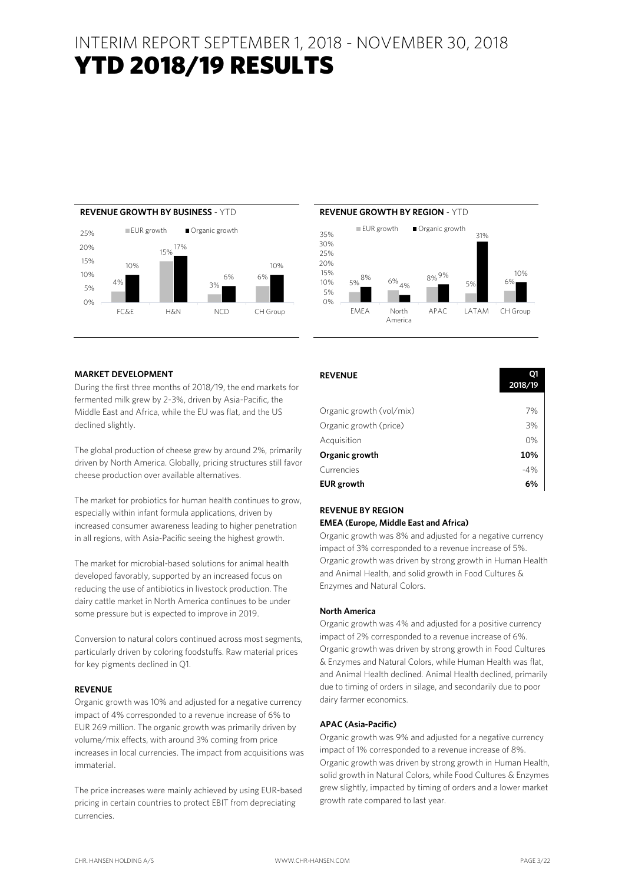# INTERIM REPORT SEPTEMBER 1, 2018 - NOVEMBER 30, 2018

# YTD 2018/19 RESULTS

**REVENUE GROWTH BY BUSINESS** - YTD

| | EUR growth | Organic growth |
|---|---|---|
| FC&E | 4% | 10% |
| H&N | 15% | 17% |
| NCD | 3% | 6% |
| CH Group | 6% | 10% |

**REVENUE GROWTH BY REGION** - YTD

| | EUR growth | Organic growth |
|---|---|---|
| EMEA | 5% | 8% |
| North America | 6% | 4% |
| APAC | 8% | 9% |
| LATAM | 5% | 31% |
| CH Group | 6% | 10% |

**MARKET DEVELOPMENT**

During the first three months of 2018/19, the end markets for fermented milk grew by 2-3%, driven by Asia-Pacific, the Middle East and Africa, while the EU was flat, and the US declined slightly.

The global production of cheese grew by around 2%, primarily driven by North America. Globally, pricing structures still favor cheese production over available alternatives.

The market for probiotics for human health continues to grow, especially within infant formula applications, driven by increased consumer awareness leading to higher penetration in all regions, with Asia-Pacific seeing the highest growth.

The market for microbial-based solutions for animal health developed favorably, supported by an increased focus on reducing the use of antibiotics in livestock production. The dairy cattle market in North America continues to be under some pressure but is expected to improve in 2019.

Conversion to natural colors continued across most segments, particularly driven by coloring foodstuffs. Raw material prices for key pigments declined in Q1.

**REVENUE**

Organic growth was 10% and adjusted for a negative currency impact of 4% corresponded to a revenue increase of 6% to EUR 269 million. The organic growth was primarily driven by volume/mix effects, with around 3% coming from price increases in local currencies. The impact from acquisitions was immaterial.

The price increases were mainly achieved by using EUR-based pricing in certain countries to protect EBIT from depreciating currencies.

| **REVENUE** | **Q1 2018/19** |
|---|---|
| Organic growth (vol/mix) | 7% |
| Organic growth (price) | 3% |
| Acquisition | 0% |
| **Organic growth** | **10%** |
| Currencies | -4% |
| **EUR growth** | **6%** |

**REVENUE BY REGION**

**EMEA (Europe, Middle East and Africa)**

Organic growth was 8% and adjusted for a negative currency impact of 3% corresponded to a revenue increase of 5%. Organic growth was driven by strong growth in Human Health and Animal Health, and solid growth in Food Cultures & Enzymes and Natural Colors.

**North America**

Organic growth was 4% and adjusted for a positive currency impact of 2% corresponded to a revenue increase of 6%. Organic growth was driven by strong growth in Food Cultures & Enzymes and Natural Colors, while Human Health was flat, and Animal Health declined. Animal Health declined, primarily due to timing of orders in silage, and secondarily due to poor dairy farmer economics.

**APAC (Asia-Pacific)**

Organic growth was 9% and adjusted for a negative currency impact of 1% corresponded to a revenue increase of 8%. Organic growth was driven by strong growth in Human Health, solid growth in Natural Colors, while Food Cultures & Enzymes grew slightly, impacted by timing of orders and a lower market growth rate compared to last year.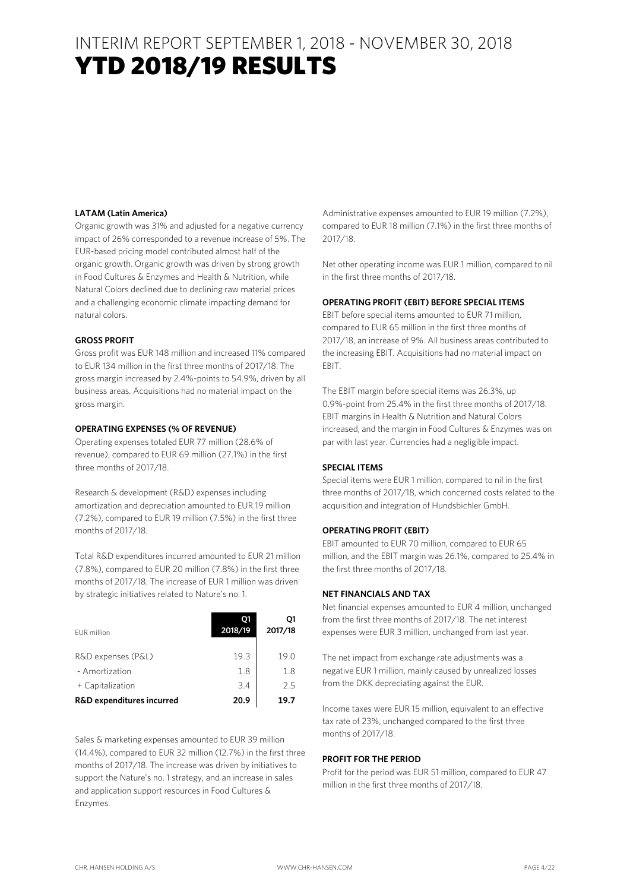# INTERIM REPORT SEPTEMBER 1, 2018 - NOVEMBER 30, 2018
# YTD 2018/19 RESULTS

**LATAM (Latin America)**

Organic growth was 31% and adjusted for a negative currency impact of 26% corresponded to a revenue increase of 5%. The EUR-based pricing model contributed almost half of the organic growth. Organic growth was driven by strong growth in Food Cultures & Enzymes and Health & Nutrition, while Natural Colors declined due to declining raw material prices and a challenging economic climate impacting demand for natural colors.

**GROSS PROFIT**

Gross profit was EUR 148 million and increased 11% compared to EUR 134 million in the first three months of 2017/18. The gross margin increased by 2.4%-points to 54.9%, driven by all business areas. Acquisitions had no material impact on the gross margin.

**OPERATING EXPENSES (% OF REVENUE)**

Operating expenses totaled EUR 77 million (28.6% of revenue), compared to EUR 69 million (27.1%) in the first three months of 2017/18.

Research & development (R&D) expenses including amortization and depreciation amounted to EUR 19 million (7.2%), compared to EUR 19 million (7.5%) in the first three months of 2017/18.

Total R&D expenditures incurred amounted to EUR 21 million (7.8%), compared to EUR 20 million (7.8%) in the first three months of 2017/18. The increase of EUR 1 million was driven by strategic initiatives related to Nature's no. 1.

| EUR million | Q1 2018/19 | Q1 2017/18 |
|---|---|---|
| R&D expenses (P&L) | 19.3 | 19.0 |
| - Amortization | 1.8 | 1.8 |
| + Capitalization | 3.4 | 2.5 |
| **R&D expenditures incurred** | **20.9** | **19.7** |

Sales & marketing expenses amounted to EUR 39 million (14.4%), compared to EUR 32 million (12.7%) in the first three months of 2017/18. The increase was driven by initiatives to support the Nature's no. 1 strategy, and an increase in sales and application support resources in Food Cultures & Enzymes.

Administrative expenses amounted to EUR 19 million (7.2%), compared to EUR 18 million (7.1%) in the first three months of 2017/18.

Net other operating income was EUR 1 million, compared to nil in the first three months of 2017/18.

**OPERATING PROFIT (EBIT) BEFORE SPECIAL ITEMS**

EBIT before special items amounted to EUR 71 million, compared to EUR 65 million in the first three months of 2017/18, an increase of 9%. All business areas contributed to the increasing EBIT. Acquisitions had no material impact on EBIT.

The EBIT margin before special items was 26.3%, up 0.9%-point from 25.4% in the first three months of 2017/18. EBIT margins in Health & Nutrition and Natural Colors increased, and the margin in Food Cultures & Enzymes was on par with last year. Currencies had a negligible impact.

**SPECIAL ITEMS**

Special items were EUR 1 million, compared to nil in the first three months of 2017/18, which concerned costs related to the acquisition and integration of Hundsbichler GmbH.

**OPERATING PROFIT (EBIT)**

EBIT amounted to EUR 70 million, compared to EUR 65 million, and the EBIT margin was 26.1%, compared to 25.4% in the first three months of 2017/18.

**NET FINANCIALS AND TAX**

Net financial expenses amounted to EUR 4 million, unchanged from the first three months of 2017/18. The net interest expenses were EUR 3 million, unchanged from last year.

The net impact from exchange rate adjustments was a negative EUR 1 million, mainly caused by unrealized losses from the DKK depreciating against the EUR.

Income taxes were EUR 15 million, equivalent to an effective tax rate of 23%, unchanged compared to the first three months of 2017/18.

**PROFIT FOR THE PERIOD**

Profit for the period was EUR 51 million, compared to EUR 47 million in the first three months of 2017/18.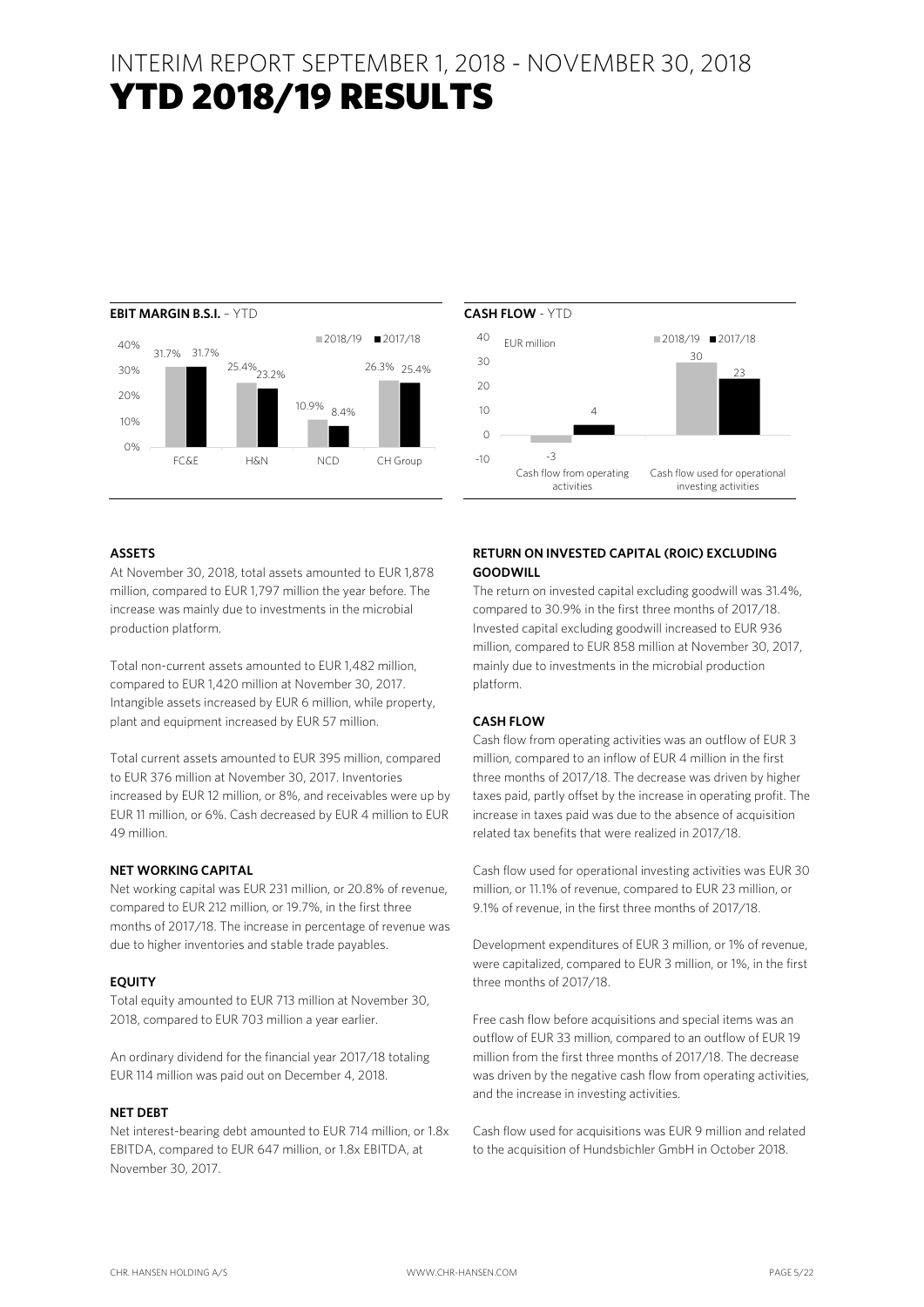# INTERIM REPORT SEPTEMBER 1, 2018 - NOVEMBER 30, 2018

# YTD 2018/19 RESULTS

**EBIT MARGIN B.S.I.** – YTD

| | 2018/19 | 2017/18 |
|---|---|---|
| FC&E | 31.7% | 31.7% |
| H&N | 25.4% | 23.2% |
| NCD | 10.9% | 8.4% |
| CH Group | 26.3% | 25.4% |

**CASH FLOW** - YTD

EUR million

| | 2018/19 | 2017/18 |
|---|---|---|
| Cash flow from operating activities | -3 | 4 |
| Cash flow used for operational investing activities | 30 | 23 |

### ASSETS

At November 30, 2018, total assets amounted to EUR 1,878 million, compared to EUR 1,797 million the year before. The increase was mainly due to investments in the microbial production platform.

Total non-current assets amounted to EUR 1,482 million, compared to EUR 1,420 million at November 30, 2017. Intangible assets increased by EUR 6 million, while property, plant and equipment increased by EUR 57 million.

Total current assets amounted to EUR 395 million, compared to EUR 376 million at November 30, 2017. Inventories increased by EUR 12 million, or 8%, and receivables were up by EUR 11 million, or 6%. Cash decreased by EUR 4 million to EUR 49 million.

### NET WORKING CAPITAL

Net working capital was EUR 231 million, or 20.8% of revenue, compared to EUR 212 million, or 19.7%, in the first three months of 2017/18. The increase in percentage of revenue was due to higher inventories and stable trade payables.

### EQUITY

Total equity amounted to EUR 713 million at November 30, 2018, compared to EUR 703 million a year earlier.

An ordinary dividend for the financial year 2017/18 totaling EUR 114 million was paid out on December 4, 2018.

### NET DEBT

Net interest-bearing debt amounted to EUR 714 million, or 1.8x EBITDA, compared to EUR 647 million, or 1.8x EBITDA, at November 30, 2017.

### RETURN ON INVESTED CAPITAL (ROIC) EXCLUDING GOODWILL

The return on invested capital excluding goodwill was 31.4%, compared to 30.9% in the first three months of 2017/18. Invested capital excluding goodwill increased to EUR 936 million, compared to EUR 858 million at November 30, 2017, mainly due to investments in the microbial production platform.

### CASH FLOW

Cash flow from operating activities was an outflow of EUR 3 million, compared to an inflow of EUR 4 million in the first three months of 2017/18. The decrease was driven by higher taxes paid, partly offset by the increase in operating profit. The increase in taxes paid was due to the absence of acquisition related tax benefits that were realized in 2017/18.

Cash flow used for operational investing activities was EUR 30 million, or 11.1% of revenue, compared to EUR 23 million, or 9.1% of revenue, in the first three months of 2017/18.

Development expenditures of EUR 3 million, or 1% of revenue, were capitalized, compared to EUR 3 million, or 1%, in the first three months of 2017/18.

Free cash flow before acquisitions and special items was an outflow of EUR 33 million, compared to an outflow of EUR 19 million from the first three months of 2017/18. The decrease was driven by the negative cash flow from operating activities, and the increase in investing activities.

Cash flow used for acquisitions was EUR 9 million and related to the acquisition of Hundsbichler GmbH in October 2018.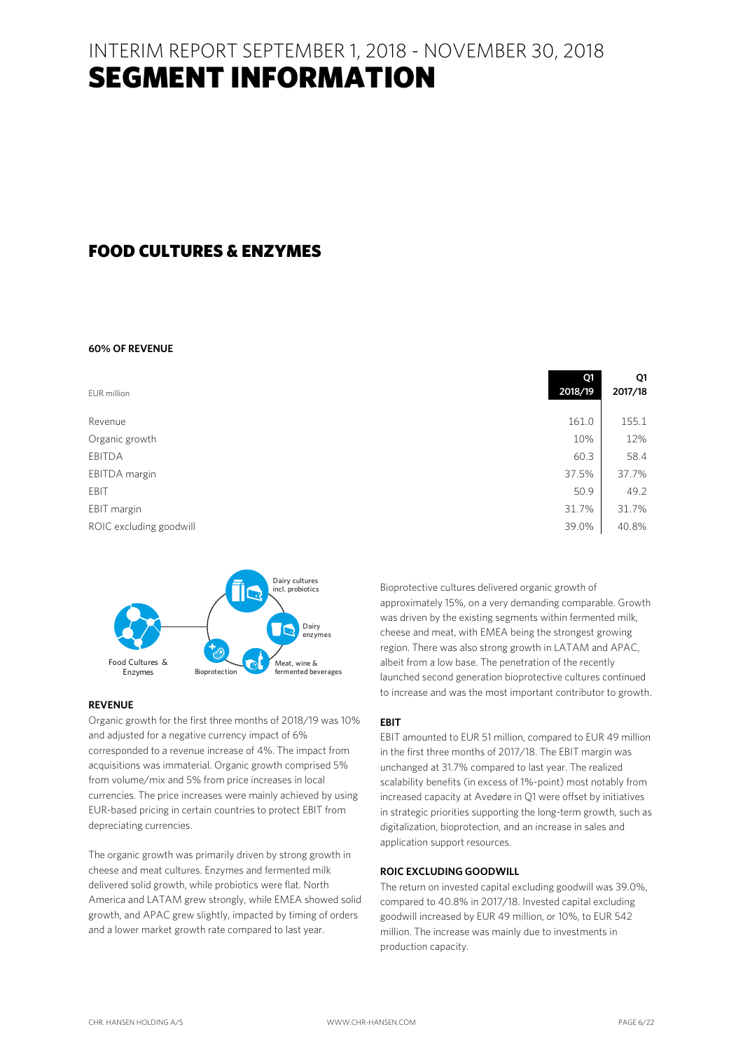# INTERIM REPORT SEPTEMBER 1, 2018 - NOVEMBER 30, 2018

# SEGMENT INFORMATION

## FOOD CULTURES & ENZYMES

**60% OF REVENUE**

| EUR million | Q1 2018/19 | Q1 2017/18 |
|---|---|---|
| Revenue | 161.0 | 155.1 |
| Organic growth | 10% | 12% |
| EBITDA | 60.3 | 58.4 |
| EBITDA margin | 37.5% | 37.7% |
| EBIT | 50.9 | 49.2 |
| EBIT margin | 31.7% | 31.7% |
| ROIC excluding goodwill | 39.0% | 40.8% |

Food Cultures & Enzymes: Dairy cultures incl. probiotics; Dairy enzymes; Meat, wine & fermented beverages; Bioprotection

### REVENUE

Organic growth for the first three months of 2018/19 was 10% and adjusted for a negative currency impact of 6% corresponded to a revenue increase of 4%. The impact from acquisitions was immaterial. Organic growth comprised 5% from volume/mix and 5% from price increases in local currencies. The price increases were mainly achieved by using EUR-based pricing in certain countries to protect EBIT from depreciating currencies.

The organic growth was primarily driven by strong growth in cheese and meat cultures. Enzymes and fermented milk delivered solid growth, while probiotics were flat. North America and LATAM grew strongly, while EMEA showed solid growth, and APAC grew slightly, impacted by timing of orders and a lower market growth rate compared to last year.

Bioprotective cultures delivered organic growth of approximately 15%, on a very demanding comparable. Growth was driven by the existing segments within fermented milk, cheese and meat, with EMEA being the strongest growing region. There was also strong growth in LATAM and APAC, albeit from a low base. The penetration of the recently launched second generation bioprotective cultures continued to increase and was the most important contributor to growth.

### EBIT

EBIT amounted to EUR 51 million, compared to EUR 49 million in the first three months of 2017/18. The EBIT margin was unchanged at 31.7% compared to last year. The realized scalability benefits (in excess of 1%-point) most notably from increased capacity at Avedøre in Q1 were offset by initiatives in strategic priorities supporting the long-term growth, such as digitalization, bioprotection, and an increase in sales and application support resources.

### ROIC EXCLUDING GOODWILL

The return on invested capital excluding goodwill was 39.0%, compared to 40.8% in 2017/18. Invested capital excluding goodwill increased by EUR 49 million, or 10%, to EUR 542 million. The increase was mainly due to investments in production capacity.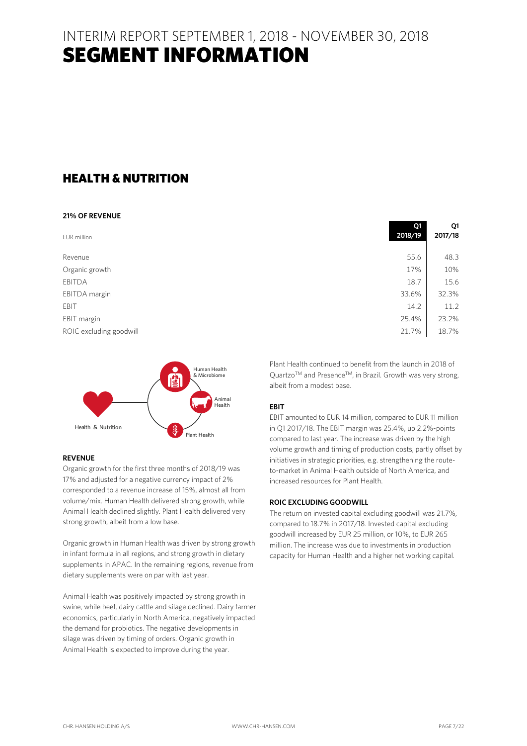# INTERIM REPORT SEPTEMBER 1, 2018 - NOVEMBER 30, 2018
# SEGMENT INFORMATION

## HEALTH & NUTRITION

**21% OF REVENUE**

| EUR million | Q1 2018/19 | Q1 2017/18 |
|---|---|---|
| Revenue | 55.6 | 48.3 |
| Organic growth | 17% | 10% |
| EBITDA | 18.7 | 15.6 |
| EBITDA margin | 33.6% | 32.3% |
| EBIT | 14.2 | 11.2 |
| EBIT margin | 25.4% | 23.2% |
| ROIC excluding goodwill | 21.7% | 18.7% |

Health & Nutrition: Human Health & Microbiome, Animal Health, Plant Health

### REVENUE

Organic growth for the first three months of 2018/19 was 17% and adjusted for a negative currency impact of 2% corresponded to a revenue increase of 15%, almost all from volume/mix. Human Health delivered strong growth, while Animal Health declined slightly. Plant Health delivered very strong growth, albeit from a low base.

Organic growth in Human Health was driven by strong growth in infant formula in all regions, and strong growth in dietary supplements in APAC. In the remaining regions, revenue from dietary supplements were on par with last year.

Animal Health was positively impacted by strong growth in swine, while beef, dairy cattle and silage declined. Dairy farmer economics, particularly in North America, negatively impacted the demand for probiotics. The negative developments in silage was driven by timing of orders. Organic growth in Animal Health is expected to improve during the year.

Plant Health continued to benefit from the launch in 2018 of Quartzo™ and Presence™, in Brazil. Growth was very strong, albeit from a modest base.

### EBIT

EBIT amounted to EUR 14 million, compared to EUR 11 million in Q1 2017/18. The EBIT margin was 25.4%, up 2.2%-points compared to last year. The increase was driven by the high volume growth and timing of production costs, partly offset by initiatives in strategic priorities, e.g. strengthening the route-to-market in Animal Health outside of North America, and increased resources for Plant Health.

### ROIC EXCLUDING GOODWILL

The return on invested capital excluding goodwill was 21.7%, compared to 18.7% in 2017/18. Invested capital excluding goodwill increased by EUR 25 million, or 10%, to EUR 265 million. The increase was due to investments in production capacity for Human Health and a higher net working capital.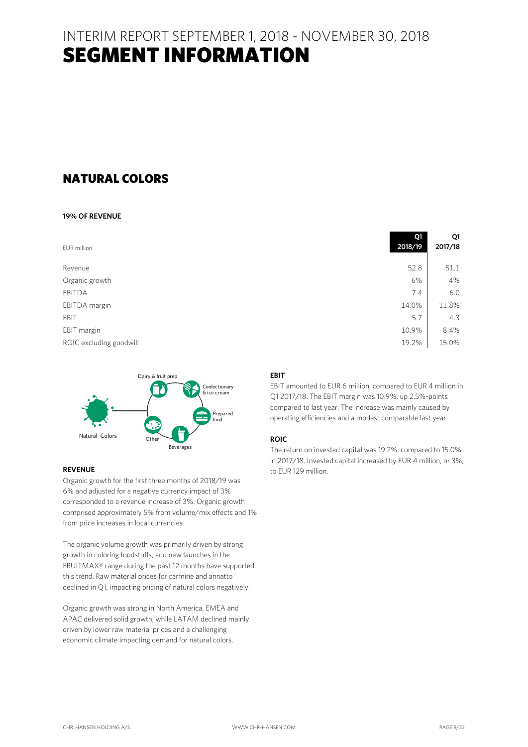# INTERIM REPORT SEPTEMBER 1, 2018 - NOVEMBER 30, 2018
# SEGMENT INFORMATION

## NATURAL COLORS

**19% OF REVENUE**

| EUR million | Q1 2018/19 | Q1 2017/18 |
|---|---|---|
| Revenue | 52.8 | 51.1 |
| Organic growth | 6% | 4% |
| EBITDA | 7.4 | 6.0 |
| EBITDA margin | 14.0% | 11.8% |
| EBIT | 5.7 | 4.3 |
| EBIT margin | 10.9% | 8.4% |
| ROIC excluding goodwill | 19.2% | 15.0% |

Natural Colors: Dairy & fruit prep, Confectionary & ice cream, Prepared food, Beverages, Other

### REVENUE

Organic growth for the first three months of 2018/19 was 6% and adjusted for a negative currency impact of 3% corresponded to a revenue increase of 3%. Organic growth comprised approximately 5% from volume/mix effects and 1% from price increases in local currencies.

The organic volume growth was primarily driven by strong growth in coloring foodstuffs, and new launches in the FRUITMAX® range during the past 12 months have supported this trend. Raw material prices for carmine and annatto declined in Q1, impacting pricing of natural colors negatively.

Organic growth was strong in North America, EMEA and APAC delivered solid growth, while LATAM declined mainly driven by lower raw material prices and a challenging economic climate impacting demand for natural colors.

### EBIT

EBIT amounted to EUR 6 million, compared to EUR 4 million in Q1 2017/18. The EBIT margin was 10.9%, up 2.5%-points compared to last year. The increase was mainly caused by operating efficiencies and a modest comparable last year.

### ROIC

The return on invested capital was 19.2%, compared to 15.0% in 2017/18. Invested capital increased by EUR 4 million, or 3%, to EUR 129 million.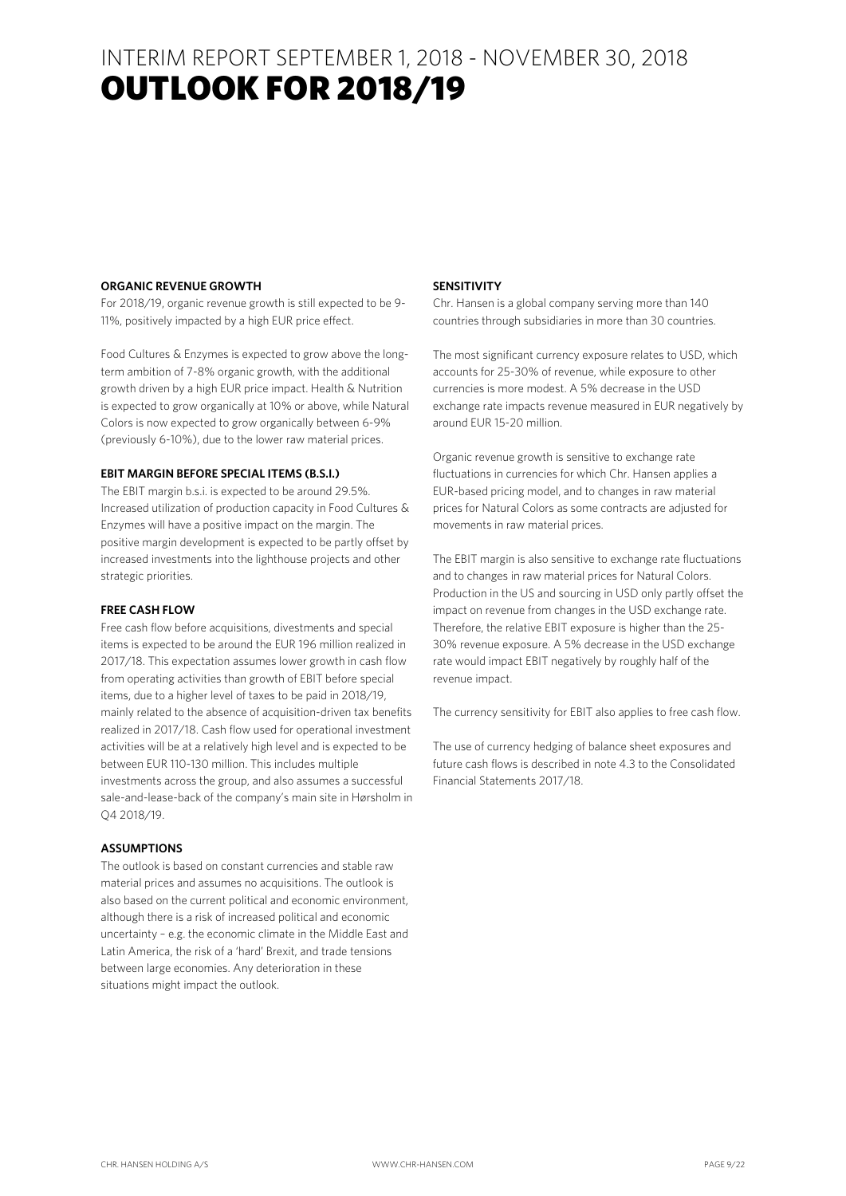# INTERIM REPORT SEPTEMBER 1, 2018 - NOVEMBER 30, 2018

# OUTLOOK FOR 2018/19

**ORGANIC REVENUE GROWTH**

For 2018/19, organic revenue growth is still expected to be 9-11%, positively impacted by a high EUR price effect.

Food Cultures & Enzymes is expected to grow above the long-term ambition of 7-8% organic growth, with the additional growth driven by a high EUR price impact. Health & Nutrition is expected to grow organically at 10% or above, while Natural Colors is now expected to grow organically between 6-9% (previously 6-10%), due to the lower raw material prices.

**EBIT MARGIN BEFORE SPECIAL ITEMS (B.S.I.)**

The EBIT margin b.s.i. is expected to be around 29.5%. Increased utilization of production capacity in Food Cultures & Enzymes will have a positive impact on the margin. The positive margin development is expected to be partly offset by increased investments into the lighthouse projects and other strategic priorities.

**FREE CASH FLOW**

Free cash flow before acquisitions, divestments and special items is expected to be around the EUR 196 million realized in 2017/18. This expectation assumes lower growth in cash flow from operating activities than growth of EBIT before special items, due to a higher level of taxes to be paid in 2018/19, mainly related to the absence of acquisition-driven tax benefits realized in 2017/18. Cash flow used for operational investment activities will be at a relatively high level and is expected to be between EUR 110-130 million. This includes multiple investments across the group, and also assumes a successful sale-and-lease-back of the company's main site in Hørsholm in Q4 2018/19.

**ASSUMPTIONS**

The outlook is based on constant currencies and stable raw material prices and assumes no acquisitions. The outlook is also based on the current political and economic environment, although there is a risk of increased political and economic uncertainty – e.g. the economic climate in the Middle East and Latin America, the risk of a 'hard' Brexit, and trade tensions between large economies. Any deterioration in these situations might impact the outlook.

**SENSITIVITY**

Chr. Hansen is a global company serving more than 140 countries through subsidiaries in more than 30 countries.

The most significant currency exposure relates to USD, which accounts for 25-30% of revenue, while exposure to other currencies is more modest. A 5% decrease in the USD exchange rate impacts revenue measured in EUR negatively by around EUR 15-20 million.

Organic revenue growth is sensitive to exchange rate fluctuations in currencies for which Chr. Hansen applies a EUR-based pricing model, and to changes in raw material prices for Natural Colors as some contracts are adjusted for movements in raw material prices.

The EBIT margin is also sensitive to exchange rate fluctuations and to changes in raw material prices for Natural Colors. Production in the US and sourcing in USD only partly offset the impact on revenue from changes in the USD exchange rate. Therefore, the relative EBIT exposure is higher than the 25-30% revenue exposure. A 5% decrease in the USD exchange rate would impact EBIT negatively by roughly half of the revenue impact.

The currency sensitivity for EBIT also applies to free cash flow.

The use of currency hedging of balance sheet exposures and future cash flows is described in note 4.3 to the Consolidated Financial Statements 2017/18.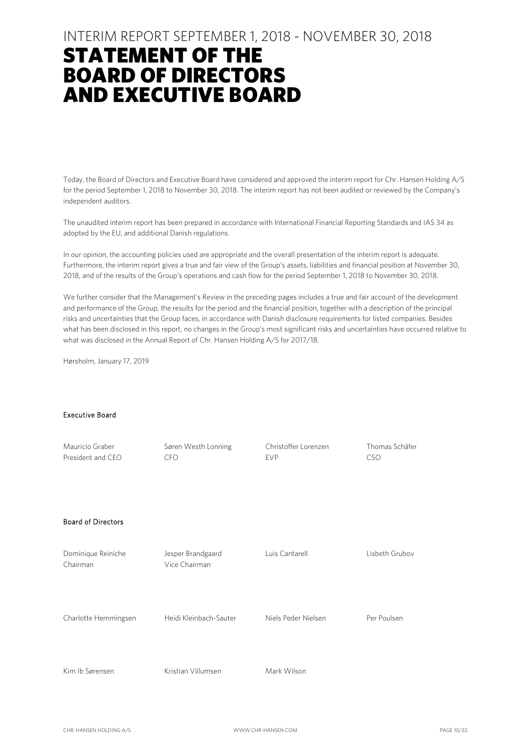INTERIM REPORT SEPTEMBER 1, 2018 - NOVEMBER 30, 2018

# STATEMENT OF THE BOARD OF DIRECTORS AND EXECUTIVE BOARD

Today, the Board of Directors and Executive Board have considered and approved the interim report for Chr. Hansen Holding A/S for the period September 1, 2018 to November 30, 2018. The interim report has not been audited or reviewed by the Company's independent auditors.

The unaudited interim report has been prepared in accordance with International Financial Reporting Standards and IAS 34 as adopted by the EU, and additional Danish regulations.

In our opinion, the accounting policies used are appropriate and the overall presentation of the interim report is adequate. Furthermore, the interim report gives a true and fair view of the Group's assets, liabilities and financial position at November 30, 2018, and of the results of the Group's operations and cash flow for the period September 1, 2018 to November 30, 2018.

We further consider that the Management's Review in the preceding pages includes a true and fair account of the development and performance of the Group, the results for the period and the financial position, together with a description of the principal risks and uncertainties that the Group faces, in accordance with Danish disclosure requirements for listed companies. Besides what has been disclosed in this report, no changes in the Group's most significant risks and uncertainties have occurred relative to what was disclosed in the Annual Report of Chr. Hansen Holding A/S for 2017/18.

Hørsholm, January 17, 2019

**Executive Board**

Mauricio Graber
President and CEO

Søren Westh Lonning
CFO

Christoffer Lorenzen
EVP

Thomas Schäfer
CSO

**Board of Directors**

Dominique Reiniche
Chairman

Jesper Brandgaard
Vice Chairman

Luis Cantarell

Lisbeth Grubov

Charlotte Hemmingsen

Heidi Kleinbach-Sauter

Niels Peder Nielsen

Per Poulsen

Kim Ib Sørensen

Kristian Villumsen

Mark Wilson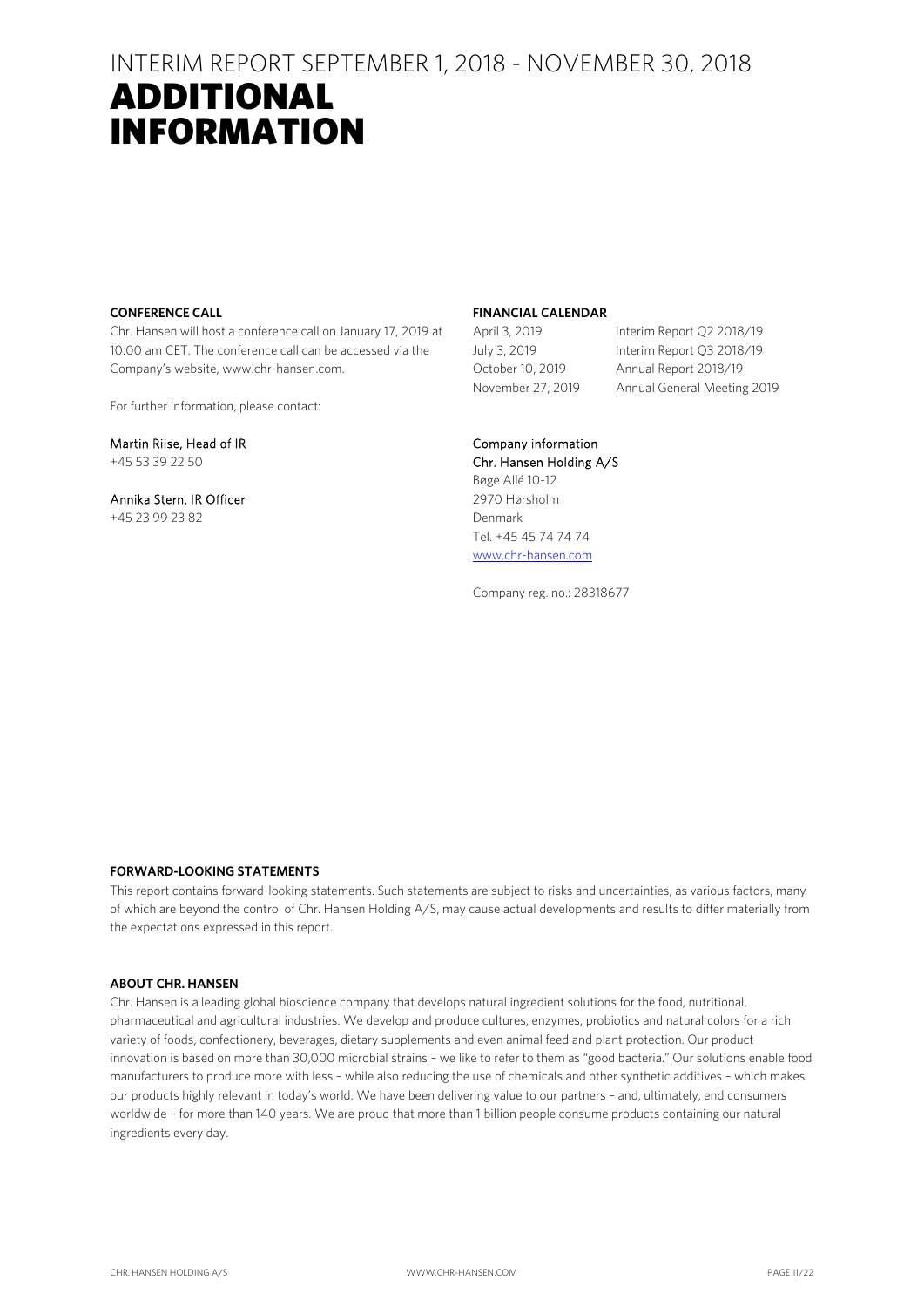# INTERIM REPORT SEPTEMBER 1, 2018 - NOVEMBER 30, 2018

# ADDITIONAL INFORMATION

**CONFERENCE CALL**

Chr. Hansen will host a conference call on January 17, 2019 at 10:00 am CET. The conference call can be accessed via the Company's website, www.chr-hansen.com.

For further information, please contact:

Martin Riise, Head of IR
+45 53 39 22 50

Annika Stern, IR Officer
+45 23 99 23 82

**FINANCIAL CALENDAR**

| | |
|---|---|
| April 3, 2019 | Interim Report Q2 2018/19 |
| July 3, 2019 | Interim Report Q3 2018/19 |
| October 10, 2019 | Annual Report 2018/19 |
| November 27, 2019 | Annual General Meeting 2019 |

Company information
Chr. Hansen Holding A/S
Bøge Allé 10-12
2970 Hørsholm
Denmark
Tel. +45 45 74 74 74
www.chr-hansen.com

Company reg. no.: 28318677

**FORWARD-LOOKING STATEMENTS**

This report contains forward-looking statements. Such statements are subject to risks and uncertainties, as various factors, many of which are beyond the control of Chr. Hansen Holding A/S, may cause actual developments and results to differ materially from the expectations expressed in this report.

**ABOUT CHR. HANSEN**

Chr. Hansen is a leading global bioscience company that develops natural ingredient solutions for the food, nutritional, pharmaceutical and agricultural industries. We develop and produce cultures, enzymes, probiotics and natural colors for a rich variety of foods, confectionery, beverages, dietary supplements and even animal feed and plant protection. Our product innovation is based on more than 30,000 microbial strains – we like to refer to them as "good bacteria." Our solutions enable food manufacturers to produce more with less – while also reducing the use of chemicals and other synthetic additives – which makes our products highly relevant in today's world. We have been delivering value to our partners – and, ultimately, end consumers worldwide – for more than 140 years. We are proud that more than 1 billion people consume products containing our natural ingredients every day.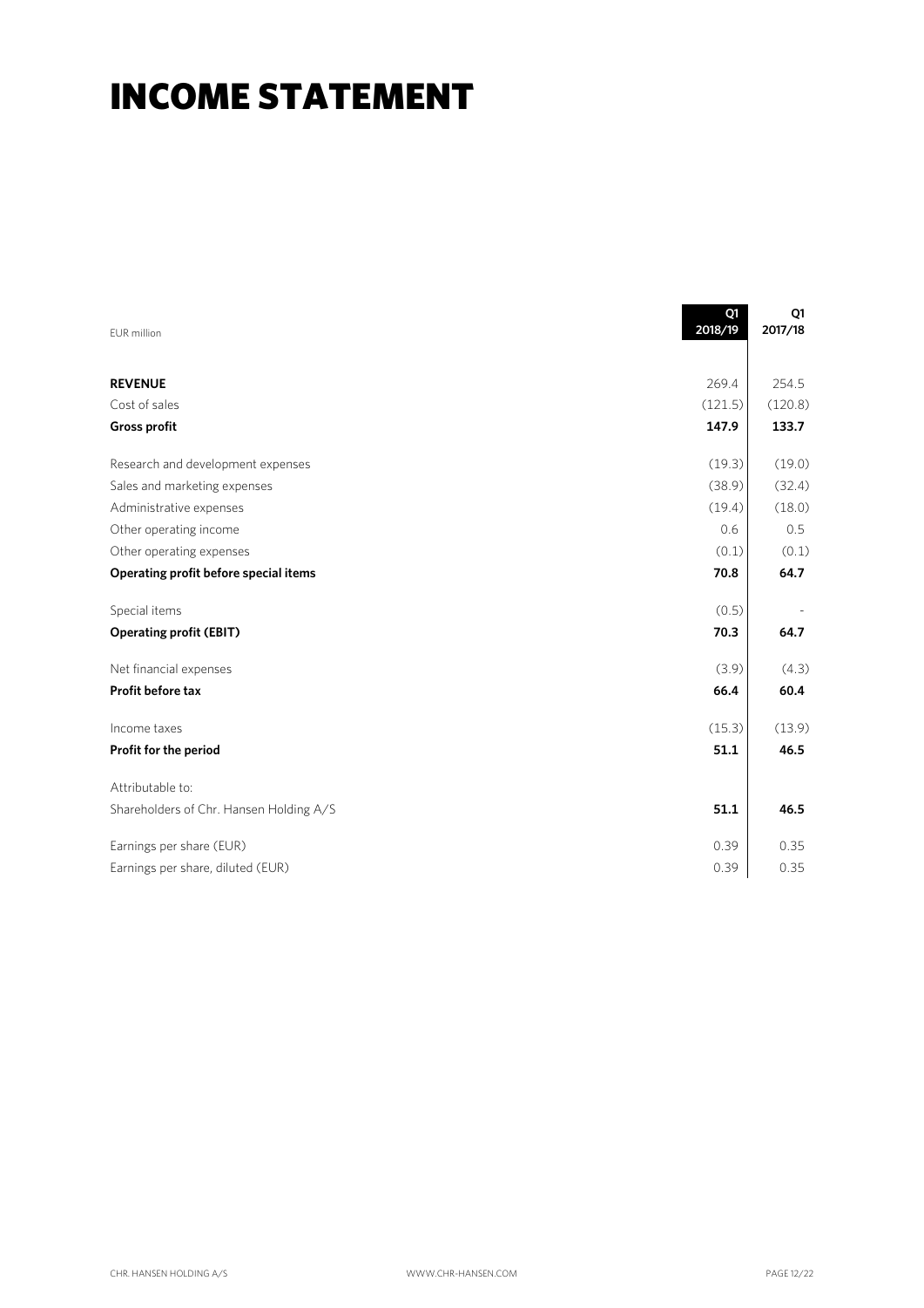# INCOME STATEMENT

| EUR million | Q1 2018/19 | Q1 2017/18 |
|---|---|---|
| **REVENUE** | 269.4 | 254.5 |
| Cost of sales | (121.5) | (120.8) |
| **Gross profit** | **147.9** | **133.7** |
| Research and development expenses | (19.3) | (19.0) |
| Sales and marketing expenses | (38.9) | (32.4) |
| Administrative expenses | (19.4) | (18.0) |
| Other operating income | 0.6 | 0.5 |
| Other operating expenses | (0.1) | (0.1) |
| **Operating profit before special items** | **70.8** | **64.7** |
| Special items | (0.5) | - |
| **Operating profit (EBIT)** | **70.3** | **64.7** |
| Net financial expenses | (3.9) | (4.3) |
| **Profit before tax** | **66.4** | **60.4** |
| Income taxes | (15.3) | (13.9) |
| **Profit for the period** | **51.1** | **46.5** |
| Attributable to: | | |
| Shareholders of Chr. Hansen Holding A/S | **51.1** | **46.5** |
| Earnings per share (EUR) | 0.39 | 0.35 |
| Earnings per share, diluted (EUR) | 0.39 | 0.35 |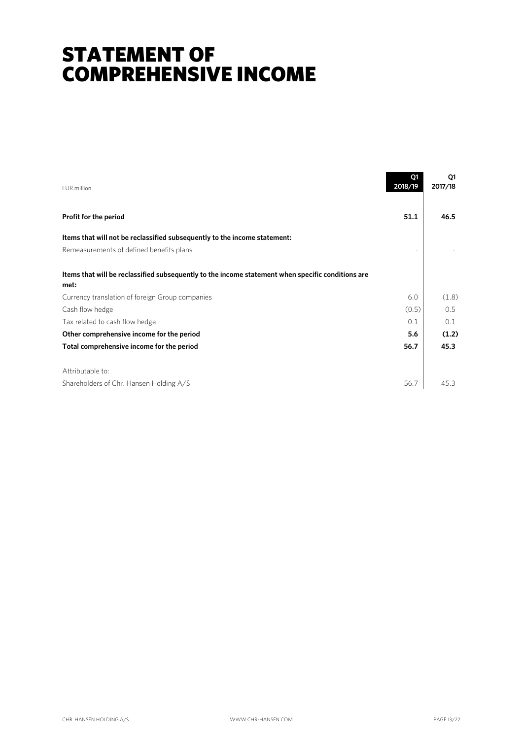# STATEMENT OF COMPREHENSIVE INCOME

| EUR million | Q1 2018/19 | Q1 2017/18 |
|---|---|---|
| **Profit for the period** | **51.1** | **46.5** |
| **Items that will not be reclassified subsequently to the income statement:** | | |
| Remeasurements of defined benefits plans | - | - |
| **Items that will be reclassified subsequently to the income statement when specific conditions are met:** | | |
| Currency translation of foreign Group companies | 6.0 | (1.8) |
| Cash flow hedge | (0.5) | 0.5 |
| Tax related to cash flow hedge | 0.1 | 0.1 |
| **Other comprehensive income for the period** | **5.6** | **(1.2)** |
| **Total comprehensive income for the period** | **56.7** | **45.3** |
| Attributable to: | | |
| Shareholders of Chr. Hansen Holding A/S | 56.7 | 45.3 |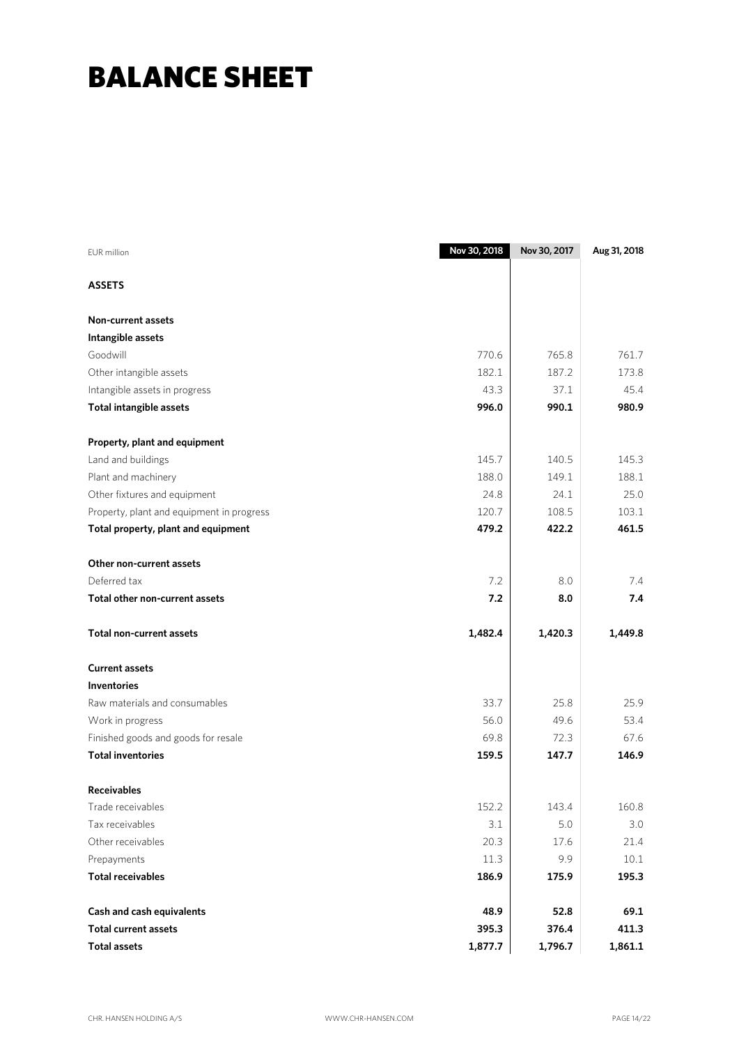# BALANCE SHEET

| EUR million | Nov 30, 2018 | Nov 30, 2017 | Aug 31, 2018 |
|---|---|---|---|
| **ASSETS** | | | |
| **Non-current assets** | | | |
| **Intangible assets** | | | |
| Goodwill | 770.6 | 765.8 | 761.7 |
| Other intangible assets | 182.1 | 187.2 | 173.8 |
| Intangible assets in progress | 43.3 | 37.1 | 45.4 |
| **Total intangible assets** | **996.0** | **990.1** | **980.9** |
| **Property, plant and equipment** | | | |
| Land and buildings | 145.7 | 140.5 | 145.3 |
| Plant and machinery | 188.0 | 149.1 | 188.1 |
| Other fixtures and equipment | 24.8 | 24.1 | 25.0 |
| Property, plant and equipment in progress | 120.7 | 108.5 | 103.1 |
| **Total property, plant and equipment** | **479.2** | **422.2** | **461.5** |
| **Other non-current assets** | | | |
| Deferred tax | 7.2 | 8.0 | 7.4 |
| **Total other non-current assets** | **7.2** | **8.0** | **7.4** |
| **Total non-current assets** | **1,482.4** | **1,420.3** | **1,449.8** |
| **Current assets** | | | |
| **Inventories** | | | |
| Raw materials and consumables | 33.7 | 25.8 | 25.9 |
| Work in progress | 56.0 | 49.6 | 53.4 |
| Finished goods and goods for resale | 69.8 | 72.3 | 67.6 |
| **Total inventories** | **159.5** | **147.7** | **146.9** |
| **Receivables** | | | |
| Trade receivables | 152.2 | 143.4 | 160.8 |
| Tax receivables | 3.1 | 5.0 | 3.0 |
| Other receivables | 20.3 | 17.6 | 21.4 |
| Prepayments | 11.3 | 9.9 | 10.1 |
| **Total receivables** | **186.9** | **175.9** | **195.3** |
| **Cash and cash equivalents** | **48.9** | **52.8** | **69.1** |
| **Total current assets** | **395.3** | **376.4** | **411.3** |
| **Total assets** | **1,877.7** | **1,796.7** | **1,861.1** |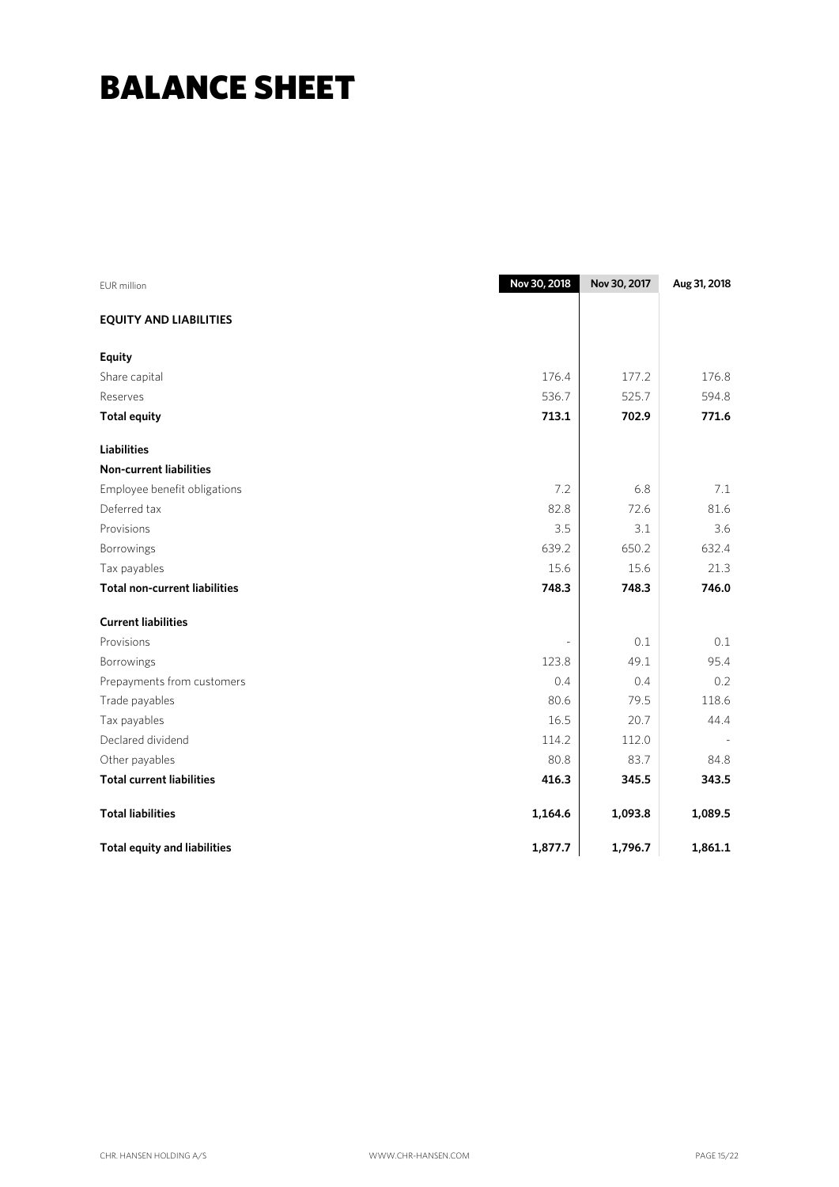# BALANCE SHEET

| EUR million | Nov 30, 2018 | Nov 30, 2017 | Aug 31, 2018 |
|---|---|---|---|
| **EQUITY AND LIABILITIES** | | | |
| **Equity** | | | |
| Share capital | 176.4 | 177.2 | 176.8 |
| Reserves | 536.7 | 525.7 | 594.8 |
| **Total equity** | **713.1** | **702.9** | **771.6** |
| **Liabilities** | | | |
| **Non-current liabilities** | | | |
| Employee benefit obligations | 7.2 | 6.8 | 7.1 |
| Deferred tax | 82.8 | 72.6 | 81.6 |
| Provisions | 3.5 | 3.1 | 3.6 |
| Borrowings | 639.2 | 650.2 | 632.4 |
| Tax payables | 15.6 | 15.6 | 21.3 |
| **Total non-current liabilities** | **748.3** | **748.3** | **746.0** |
| **Current liabilities** | | | |
| Provisions | - | 0.1 | 0.1 |
| Borrowings | 123.8 | 49.1 | 95.4 |
| Prepayments from customers | 0.4 | 0.4 | 0.2 |
| Trade payables | 80.6 | 79.5 | 118.6 |
| Tax payables | 16.5 | 20.7 | 44.4 |
| Declared dividend | 114.2 | 112.0 | - |
| Other payables | 80.8 | 83.7 | 84.8 |
| **Total current liabilities** | **416.3** | **345.5** | **343.5** |
| **Total liabilities** | **1,164.6** | **1,093.8** | **1,089.5** |
| **Total equity and liabilities** | **1,877.7** | **1,796.7** | **1,861.1** |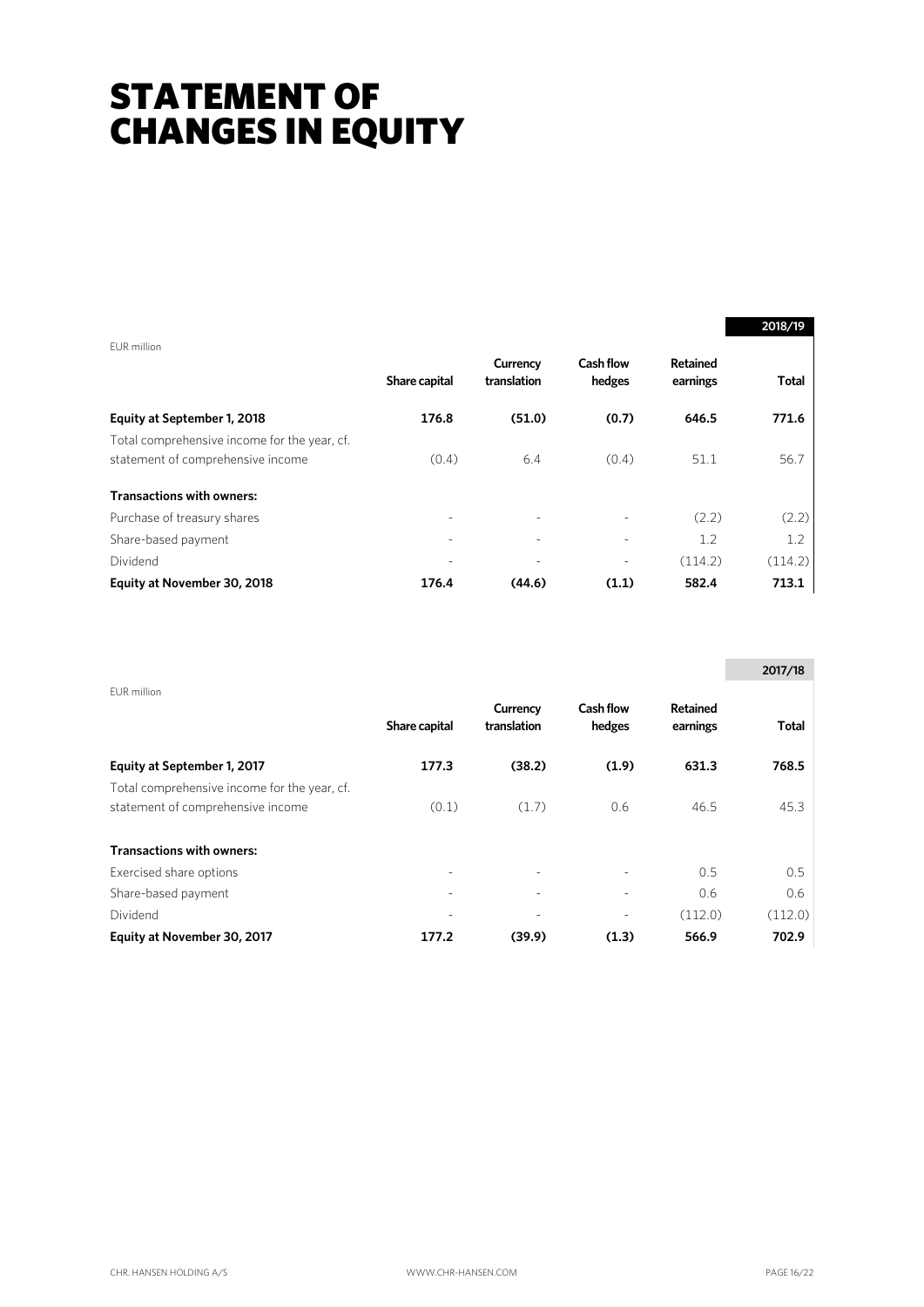# STATEMENT OF CHANGES IN EQUITY

| EUR million | Share capital | Currency translation | Cash flow hedges | Retained earnings | 2018/19 Total |
|---|---|---|---|---|---|
| **Equity at September 1, 2018** | **176.8** | **(51.0)** | **(0.7)** | **646.5** | **771.6** |
| Total comprehensive income for the year, cf. statement of comprehensive income | (0.4) | 6.4 | (0.4) | 51.1 | 56.7 |
| **Transactions with owners:** | | | | | |
| Purchase of treasury shares | - | - | - | (2.2) | (2.2) |
| Share-based payment | - | - | - | 1.2 | 1.2 |
| Dividend | - | - | - | (114.2) | (114.2) |
| **Equity at November 30, 2018** | **176.4** | **(44.6)** | **(1.1)** | **582.4** | **713.1** |

| EUR million | Share capital | Currency translation | Cash flow hedges | Retained earnings | 2017/18 Total |
|---|---|---|---|---|---|
| **Equity at September 1, 2017** | **177.3** | **(38.2)** | **(1.9)** | **631.3** | **768.5** |
| Total comprehensive income for the year, cf. statement of comprehensive income | (0.1) | (1.7) | 0.6 | 46.5 | 45.3 |
| **Transactions with owners:** | | | | | |
| Exercised share options | - | - | - | 0.5 | 0.5 |
| Share-based payment | - | - | - | 0.6 | 0.6 |
| Dividend | - | - | - | (112.0) | (112.0) |
| **Equity at November 30, 2017** | **177.2** | **(39.9)** | **(1.3)** | **566.9** | **702.9** |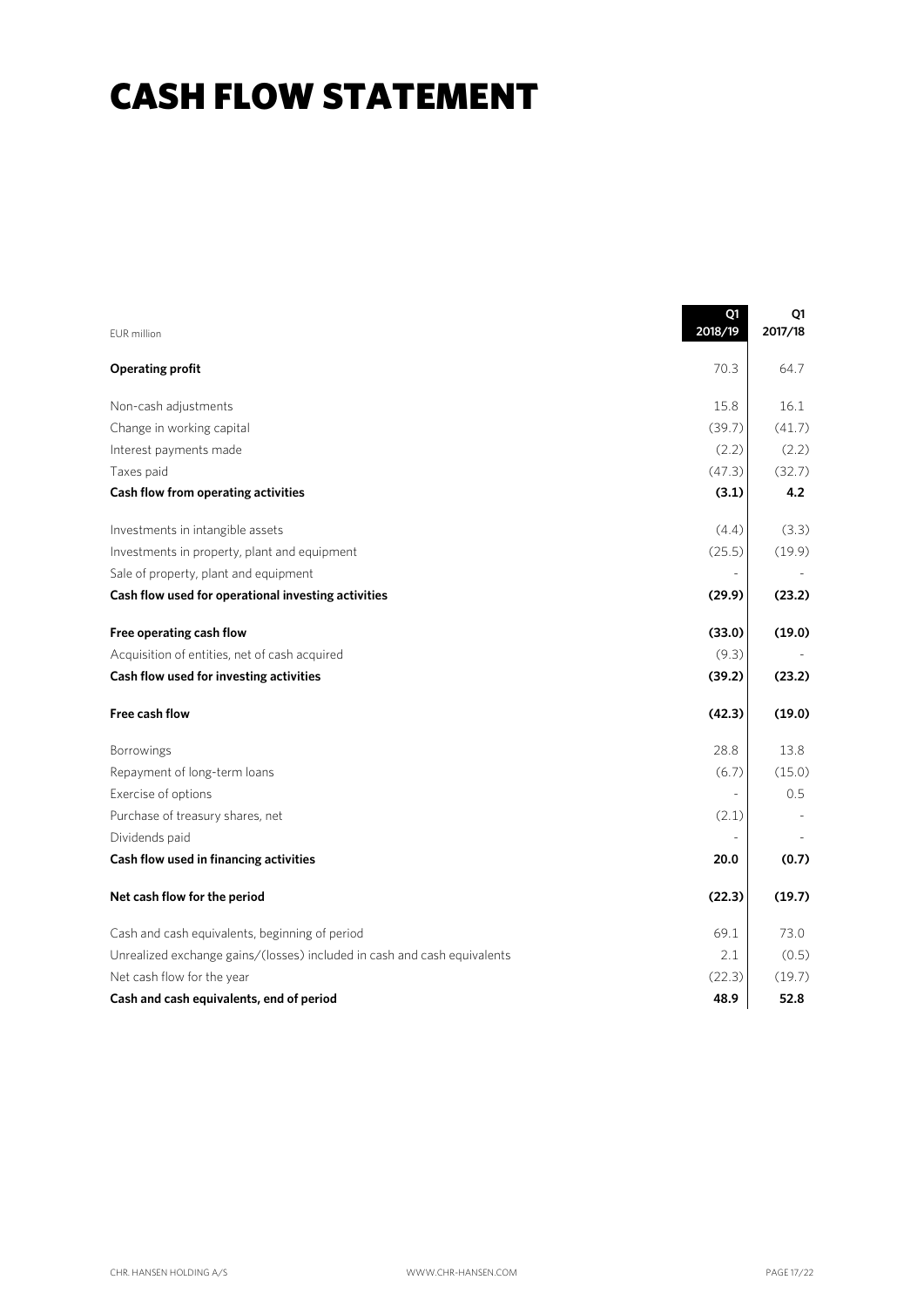# CASH FLOW STATEMENT

| EUR million | Q1 2018/19 | Q1 2017/18 |
|---|---|---|
| **Operating profit** | 70.3 | 64.7 |
| Non-cash adjustments | 15.8 | 16.1 |
| Change in working capital | (39.7) | (41.7) |
| Interest payments made | (2.2) | (2.2) |
| Taxes paid | (47.3) | (32.7) |
| **Cash flow from operating activities** | **(3.1)** | **4.2** |
| Investments in intangible assets | (4.4) | (3.3) |
| Investments in property, plant and equipment | (25.5) | (19.9) |
| Sale of property, plant and equipment | - | - |
| **Cash flow used for operational investing activities** | **(29.9)** | **(23.2)** |
| **Free operating cash flow** | **(33.0)** | **(19.0)** |
| Acquisition of entities, net of cash acquired | (9.3) | - |
| **Cash flow used for investing activities** | **(39.2)** | **(23.2)** |
| **Free cash flow** | **(42.3)** | **(19.0)** |
| Borrowings | 28.8 | 13.8 |
| Repayment of long-term loans | (6.7) | (15.0) |
| Exercise of options | - | 0.5 |
| Purchase of treasury shares, net | (2.1) | - |
| Dividends paid | - | - |
| **Cash flow used in financing activities** | **20.0** | **(0.7)** |
| **Net cash flow for the period** | **(22.3)** | **(19.7)** |
| Cash and cash equivalents, beginning of period | 69.1 | 73.0 |
| Unrealized exchange gains/(losses) included in cash and cash equivalents | 2.1 | (0.5) |
| Net cash flow for the year | (22.3) | (19.7) |
| **Cash and cash equivalents, end of period** | **48.9** | **52.8** |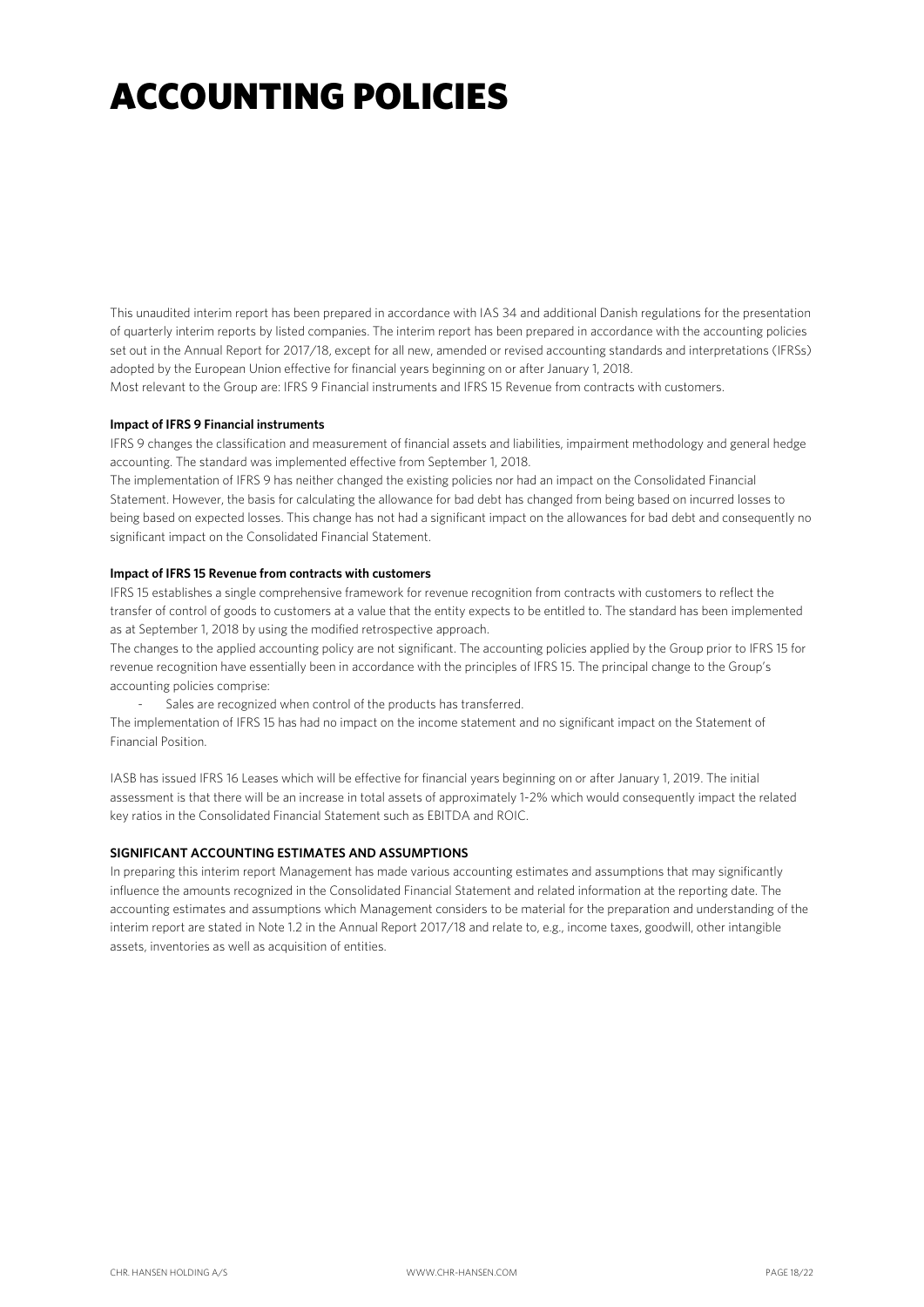# ACCOUNTING POLICIES

This unaudited interim report has been prepared in accordance with IAS 34 and additional Danish regulations for the presentation of quarterly interim reports by listed companies. The interim report has been prepared in accordance with the accounting policies set out in the Annual Report for 2017/18, except for all new, amended or revised accounting standards and interpretations (IFRSs) adopted by the European Union effective for financial years beginning on or after January 1, 2018.
Most relevant to the Group are: IFRS 9 Financial instruments and IFRS 15 Revenue from contracts with customers.

**Impact of IFRS 9 Financial instruments**

IFRS 9 changes the classification and measurement of financial assets and liabilities, impairment methodology and general hedge accounting. The standard was implemented effective from September 1, 2018.
The implementation of IFRS 9 has neither changed the existing policies nor had an impact on the Consolidated Financial Statement. However, the basis for calculating the allowance for bad debt has changed from being based on incurred losses to being based on expected losses. This change has not had a significant impact on the allowances for bad debt and consequently no significant impact on the Consolidated Financial Statement.

**Impact of IFRS 15 Revenue from contracts with customers**

IFRS 15 establishes a single comprehensive framework for revenue recognition from contracts with customers to reflect the transfer of control of goods to customers at a value that the entity expects to be entitled to. The standard has been implemented as at September 1, 2018 by using the modified retrospective approach.
The changes to the applied accounting policy are not significant. The accounting policies applied by the Group prior to IFRS 15 for revenue recognition have essentially been in accordance with the principles of IFRS 15. The principal change to the Group's accounting policies comprise:

- Sales are recognized when control of the products has transferred.

The implementation of IFRS 15 has had no impact on the income statement and no significant impact on the Statement of Financial Position.

IASB has issued IFRS 16 Leases which will be effective for financial years beginning on or after January 1, 2019. The initial assessment is that there will be an increase in total assets of approximately 1-2% which would consequently impact the related key ratios in the Consolidated Financial Statement such as EBITDA and ROIC.

**SIGNIFICANT ACCOUNTING ESTIMATES AND ASSUMPTIONS**

In preparing this interim report Management has made various accounting estimates and assumptions that may significantly influence the amounts recognized in the Consolidated Financial Statement and related information at the reporting date. The accounting estimates and assumptions which Management considers to be material for the preparation and understanding of the interim report are stated in Note 1.2 in the Annual Report 2017/18 and relate to, e.g., income taxes, goodwill, other intangible assets, inventories as well as acquisition of entities.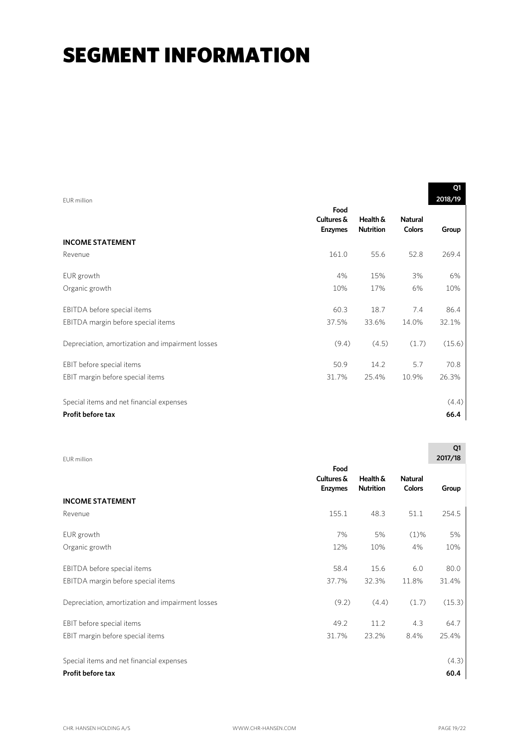# SEGMENT INFORMATION

| EUR million | Food Cultures & Enzymes | Health & Nutrition | Natural Colors | Q1 2018/19 Group |
|---|---|---|---|---|
| **INCOME STATEMENT** | | | | |
| Revenue | 161.0 | 55.6 | 52.8 | 269.4 |
| EUR growth | 4% | 15% | 3% | 6% |
| Organic growth | 10% | 17% | 6% | 10% |
| EBITDA before special items | 60.3 | 18.7 | 7.4 | 86.4 |
| EBITDA margin before special items | 37.5% | 33.6% | 14.0% | 32.1% |
| Depreciation, amortization and impairment losses | (9.4) | (4.5) | (1.7) | (15.6) |
| EBIT before special items | 50.9 | 14.2 | 5.7 | 70.8 |
| EBIT margin before special items | 31.7% | 25.4% | 10.9% | 26.3% |
| Special items and net financial expenses | | | | (4.4) |
| **Profit before tax** | | | | **66.4** |

| EUR million | Food Cultures & Enzymes | Health & Nutrition | Natural Colors | Q1 2017/18 Group |
|---|---|---|---|---|
| **INCOME STATEMENT** | | | | |
| Revenue | 155.1 | 48.3 | 51.1 | 254.5 |
| EUR growth | 7% | 5% | (1)% | 5% |
| Organic growth | 12% | 10% | 4% | 10% |
| EBITDA before special items | 58.4 | 15.6 | 6.0 | 80.0 |
| EBITDA margin before special items | 37.7% | 32.3% | 11.8% | 31.4% |
| Depreciation, amortization and impairment losses | (9.2) | (4.4) | (1.7) | (15.3) |
| EBIT before special items | 49.2 | 11.2 | 4.3 | 64.7 |
| EBIT margin before special items | 31.7% | 23.2% | 8.4% | 25.4% |
| Special items and net financial expenses | | | | (4.3) |
| **Profit before tax** | | | | **60.4** |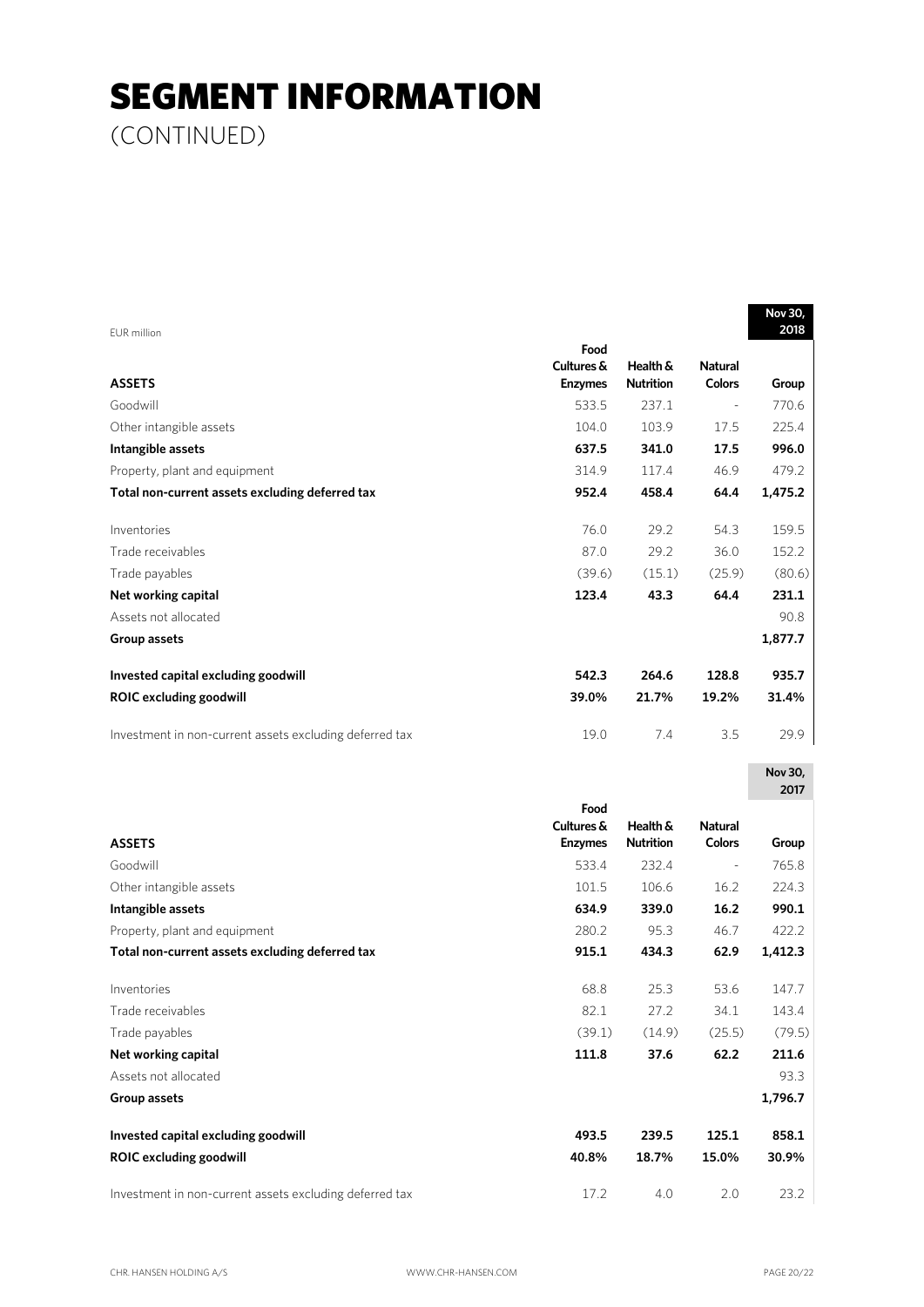# SEGMENT INFORMATION

(CONTINUED)

EUR million

| ASSETS | Food Cultures & Enzymes | Health & Nutrition | Natural Colors | Nov 30, 2018 Group |
|---|---|---|---|---|
| Goodwill | 533.5 | 237.1 | - | 770.6 |
| Other intangible assets | 104.0 | 103.9 | 17.5 | 225.4 |
| **Intangible assets** | **637.5** | **341.0** | **17.5** | **996.0** |
| Property, plant and equipment | 314.9 | 117.4 | 46.9 | 479.2 |
| **Total non-current assets excluding deferred tax** | **952.4** | **458.4** | **64.4** | **1,475.2** |
| Inventories | 76.0 | 29.2 | 54.3 | 159.5 |
| Trade receivables | 87.0 | 29.2 | 36.0 | 152.2 |
| Trade payables | (39.6) | (15.1) | (25.9) | (80.6) |
| **Net working capital** | **123.4** | **43.3** | **64.4** | **231.1** |
| Assets not allocated | | | | 90.8 |
| **Group assets** | | | | **1,877.7** |
| **Invested capital excluding goodwill** | **542.3** | **264.6** | **128.8** | **935.7** |
| **ROIC excluding goodwill** | **39.0%** | **21.7%** | **19.2%** | **31.4%** |
| Investment in non-current assets excluding deferred tax | 19.0 | 7.4 | 3.5 | 29.9 |

| ASSETS | Food Cultures & Enzymes | Health & Nutrition | Natural Colors | Nov 30, 2017 Group |
|---|---|---|---|---|
| Goodwill | 533.4 | 232.4 | - | 765.8 |
| Other intangible assets | 101.5 | 106.6 | 16.2 | 224.3 |
| **Intangible assets** | **634.9** | **339.0** | **16.2** | **990.1** |
| Property, plant and equipment | 280.2 | 95.3 | 46.7 | 422.2 |
| **Total non-current assets excluding deferred tax** | **915.1** | **434.3** | **62.9** | **1,412.3** |
| Inventories | 68.8 | 25.3 | 53.6 | 147.7 |
| Trade receivables | 82.1 | 27.2 | 34.1 | 143.4 |
| Trade payables | (39.1) | (14.9) | (25.5) | (79.5) |
| **Net working capital** | **111.8** | **37.6** | **62.2** | **211.6** |
| Assets not allocated | | | | 93.3 |
| **Group assets** | | | | **1,796.7** |
| **Invested capital excluding goodwill** | **493.5** | **239.5** | **125.1** | **858.1** |
| **ROIC excluding goodwill** | **40.8%** | **18.7%** | **15.0%** | **30.9%** |
| Investment in non-current assets excluding deferred tax | 17.2 | 4.0 | 2.0 | 23.2 |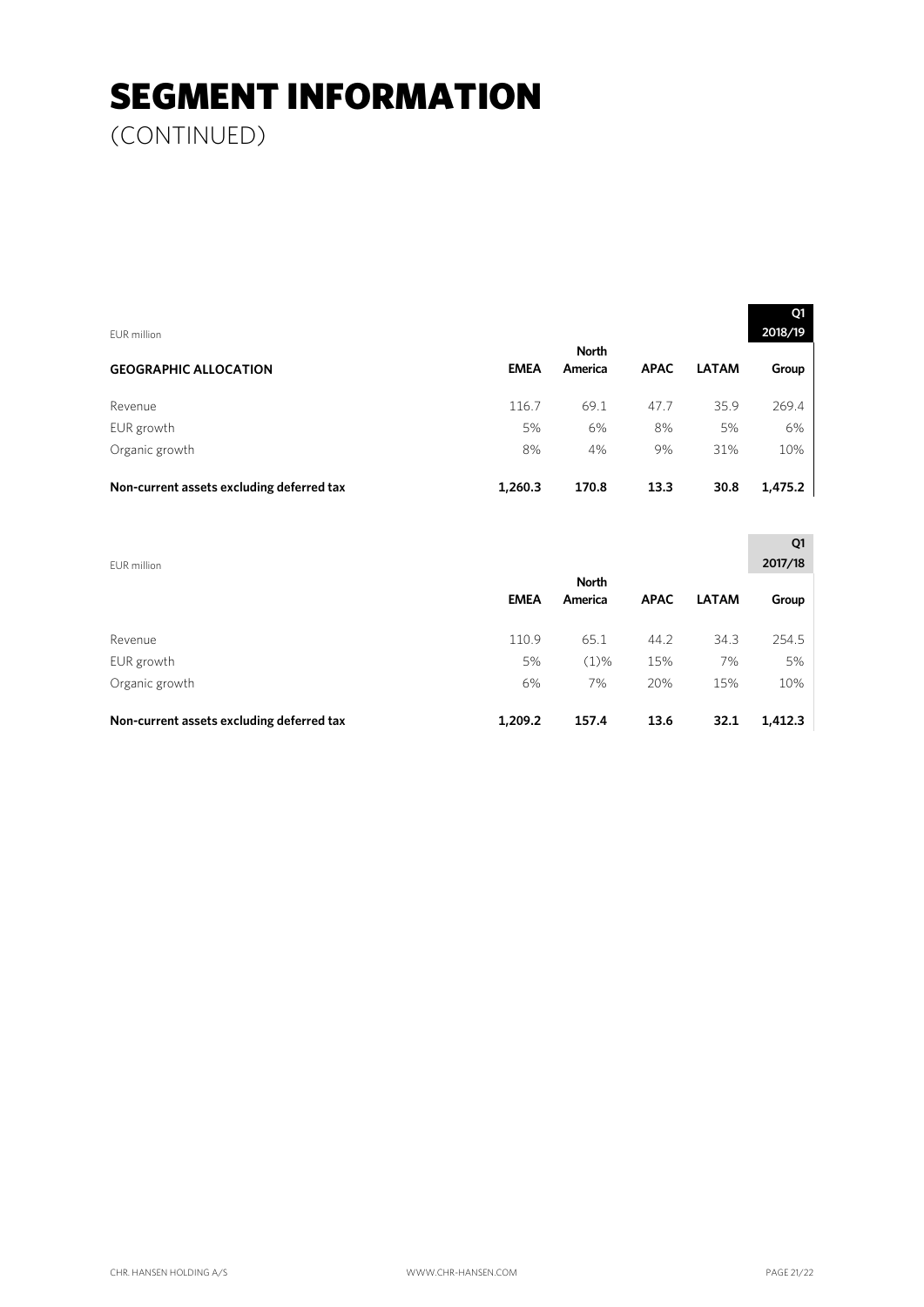# SEGMENT INFORMATION

(CONTINUED)

EUR million

| GEOGRAPHIC ALLOCATION | EMEA | North America | APAC | LATAM | Q1 2018/19 Group |
|---|---|---|---|---|---|
| Revenue | 116.7 | 69.1 | 47.7 | 35.9 | 269.4 |
| EUR growth | 5% | 6% | 8% | 5% | 6% |
| Organic growth | 8% | 4% | 9% | 31% | 10% |
| **Non-current assets excluding deferred tax** | **1,260.3** | **170.8** | **13.3** | **30.8** | **1,475.2** |

EUR million

| | EMEA | North America | APAC | LATAM | Q1 2017/18 Group |
|---|---|---|---|---|---|
| Revenue | 110.9 | 65.1 | 44.2 | 34.3 | 254.5 |
| EUR growth | 5% | (1)% | 15% | 7% | 5% |
| Organic growth | 6% | 7% | 20% | 15% | 10% |
| **Non-current assets excluding deferred tax** | **1,209.2** | **157.4** | **13.6** | **32.1** | **1,412.3** |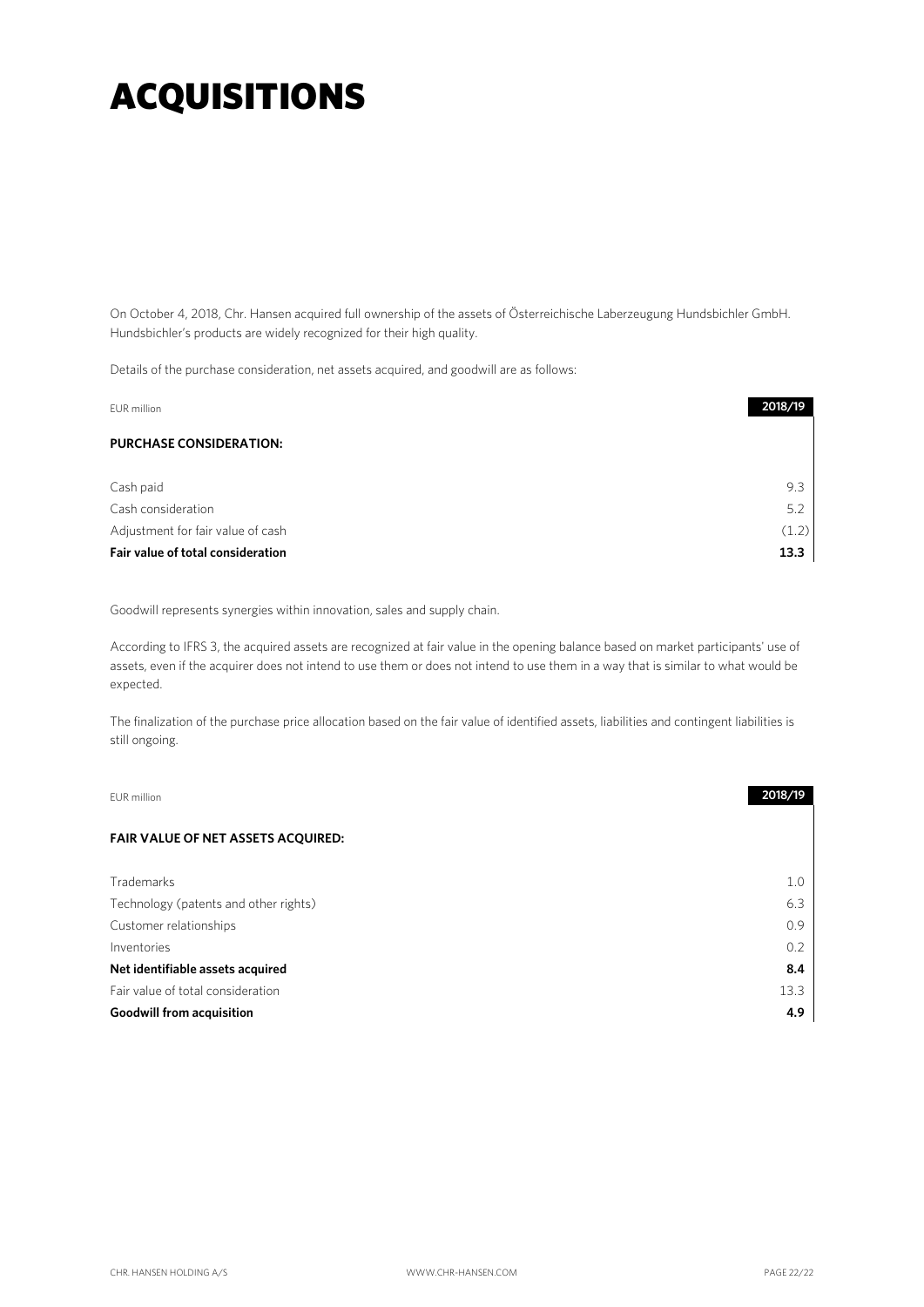# ACQUISITIONS

On October 4, 2018, Chr. Hansen acquired full ownership of the assets of Österreichische Laberzeugung Hundsbichler GmbH. Hundsbichler's products are widely recognized for their high quality.

Details of the purchase consideration, net assets acquired, and goodwill are as follows:

| EUR million | 2018/19 |
|---|---|
| **PURCHASE CONSIDERATION:** | |
| Cash paid | 9.3 |
| Cash consideration | 5.2 |
| Adjustment for fair value of cash | (1.2) |
| **Fair value of total consideration** | **13.3** |

Goodwill represents synergies within innovation, sales and supply chain.

According to IFRS 3, the acquired assets are recognized at fair value in the opening balance based on market participants' use of assets, even if the acquirer does not intend to use them or does not intend to use them in a way that is similar to what would be expected.

The finalization of the purchase price allocation based on the fair value of identified assets, liabilities and contingent liabilities is still ongoing.

| EUR million | 2018/19 |
|---|---|
| **FAIR VALUE OF NET ASSETS ACQUIRED:** | |
| Trademarks | 1.0 |
| Technology (patents and other rights) | 6.3 |
| Customer relationships | 0.9 |
| Inventories | 0.2 |
| **Net identifiable assets acquired** | **8.4** |
| Fair value of total consideration | 13.3 |
| **Goodwill from acquisition** | **4.9** |